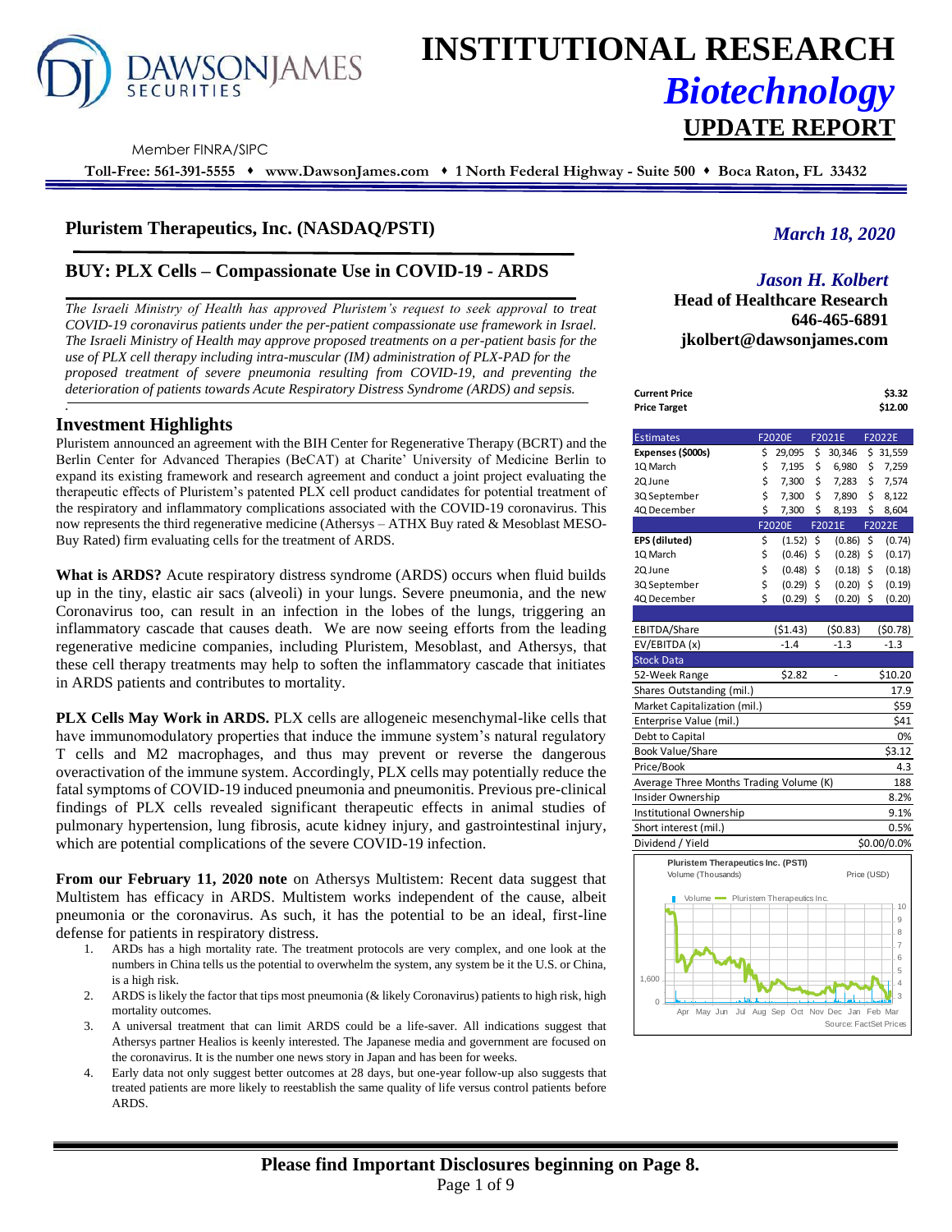# INSTITUTIONAL RESEARCH

## *Biotechnology*

## UPDATE REPORT

DAWSON JAMES SECURITIES

Member FINRA/SIPC

**Toll-Free: 561-391-5555 ♦ www.DawsonJames.com ♦ 1 North Federal Highway - Suite 500 ♦ Boca Raton, FL 33432**

## Pluristem Therapeutics, Inc. (NASDAQ/PSTI)

*March 18, 2020*

## BUY: PLX Cells – Compassionate Use in COVID-19 - ARDS

*Jason H. Kolbert*
**Head of Healthcare Research**
**646-465-6891**
**jkolbert@dawsonjames.com**

*The Israeli Ministry of Health has approved Pluristem's request to seek approval to treat COVID-19 coronavirus patients under the per-patient compassionate use framework in Israel. The Israeli Ministry of Health may approve proposed treatments on a per-patient basis for the use of PLX cell therapy including intra-muscular (IM) administration of PLX-PAD for the proposed treatment of severe pneumonia resulting from COVID-19, and preventing the deterioration of patients towards Acute Respiratory Distress Syndrome (ARDS) and sepsis.*

| | |
|---|---|
| **Current Price** | **$3.32** |
| **Price Target** | **$12.00** |

| Estimates | F2020E | F2021E | F2022E |
|---|---|---|---|
| **Expenses ($000s)** | $ 29,095 | $ 30,346 | $ 31,559 |
| 1Q March | $ 7,195 | $ 6,980 | $ 7,259 |
| 2Q June | $ 7,300 | $ 7,283 | $ 7,574 |
| 3Q September | $ 7,300 | $ 7,890 | $ 8,122 |
| 4Q December | $ 7,300 | $ 8,193 | $ 8,604 |
| | **F2020E** | **F2021E** | **F2022E** |
| **EPS (diluted)** | $ (1.52) | $ (0.86) | $ (0.74) |
| 1Q March | $ (0.46) | $ (0.28) | $ (0.17) |
| 2Q June | $ (0.48) | $ (0.18) | $ (0.18) |
| 3Q September | $ (0.29) | $ (0.20) | $ (0.19) |
| 4Q December | $ (0.29) | $ (0.20) | $ (0.20) |
| | | | |
| EBITDA/Share | ($1.43) | ($0.83) | ($0.78) |
| EV/EBITDA (x) | -1.4 | -1.3 | -1.3 |

| Stock Data | | | |
|---|---|---|---|
| 52-Week Range | $2.82 | - | $10.20 |
| Shares Outstanding (mil.) | | | 17.9 |
| Market Capitalization (mil.) | | | $59 |
| Enterprise Value (mil.) | | | $41 |
| Debt to Capital | | | 0% |
| Book Value/Share | | | $3.12 |
| Price/Book | | | 4.3 |
| Average Three Months Trading Volume (K) | | | 188 |
| Insider Ownership | | | 8.2% |
| Institutional Ownership | | | 9.1% |
| Short interest (mil.) | | | 0.5% |
| Dividend / Yield | | | $0.00/0.0% |

Pluristem Therapeutics Inc. (PSTI) — Volume (Thousands) / Price (USD) — Source: FactSet Prices

## Investment Highlights

Pluristem announced an agreement with the BIH Center for Regenerative Therapy (BCRT) and the Berlin Center for Advanced Therapies (BeCAT) at Charite' University of Medicine Berlin to expand its existing framework and research agreement and conduct a joint project evaluating the therapeutic effects of Pluristem's patented PLX cell product candidates for potential treatment of the respiratory and inflammatory complications associated with the COVID-19 coronavirus. This now represents the third regenerative medicine (Athersys – ATHX Buy rated & Mesoblast MESO-Buy Rated) firm evaluating cells for the treatment of ARDS.

**What is ARDS?** Acute respiratory distress syndrome (ARDS) occurs when fluid builds up in the tiny, elastic air sacs (alveoli) in your lungs. Severe pneumonia, and the new Coronavirus too, can result in an infection in the lobes of the lungs, triggering an inflammatory cascade that causes death. We are now seeing efforts from the leading regenerative medicine companies, including Pluristem, Mesoblast, and Athersys, that these cell therapy treatments may help to soften the inflammatory cascade that initiates in ARDS patients and contributes to mortality.

**PLX Cells May Work in ARDS.** PLX cells are allogeneic mesenchymal-like cells that have immunomodulatory properties that induce the immune system's natural regulatory T cells and M2 macrophages, and thus may prevent or reverse the dangerous overactivation of the immune system. Accordingly, PLX cells may potentially reduce the fatal symptoms of COVID-19 induced pneumonia and pneumonitis. Previous pre-clinical findings of PLX cells revealed significant therapeutic effects in animal studies of pulmonary hypertension, lung fibrosis, acute kidney injury, and gastrointestinal injury, which are potential complications of the severe COVID-19 infection.

**From our February 11, 2020 note** on Athersys Multistem: Recent data suggest that Multistem has efficacy in ARDS. Multistem works independent of the cause, albeit pneumonia or the coronavirus. As such, it has the potential to be an ideal, first-line defense for patients in respiratory distress.

1. ARDs has a high mortality rate. The treatment protocols are very complex, and one look at the numbers in China tells us the potential to overwhelm the system, any system be it the U.S. or China, is a high risk.
2. ARDS is likely the factor that tips most pneumonia (& likely Coronavirus) patients to high risk, high mortality outcomes.
3. A universal treatment that can limit ARDS could be a life-saver. All indications suggest that Athersys partner Healios is keenly interested. The Japanese media and government are focused on the coronavirus. It is the number one news story in Japan and has been for weeks.
4. Early data not only suggest better outcomes at 28 days, but one-year follow-up also suggests that treated patients are more likely to reestablish the same quality of life versus control patients before ARDS.

**Please find Important Disclosures beginning on Page 8.**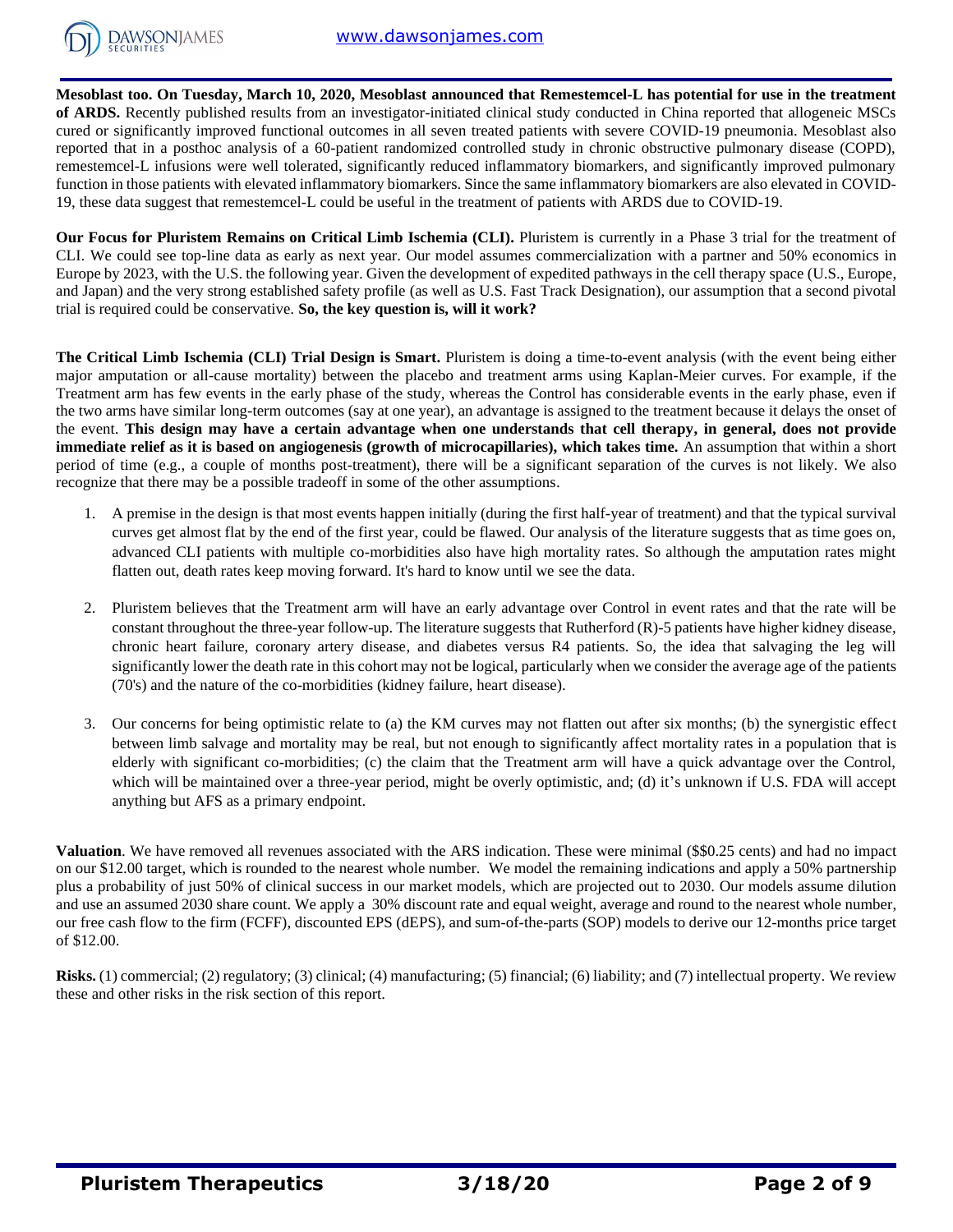**Mesoblast too. On Tuesday, March 10, 2020, Mesoblast announced that Remestemcel-L has potential for use in the treatment of ARDS.** Recently published results from an investigator-initiated clinical study conducted in China reported that allogeneic MSCs cured or significantly improved functional outcomes in all seven treated patients with severe COVID-19 pneumonia. Mesoblast also reported that in a posthoc analysis of a 60-patient randomized controlled study in chronic obstructive pulmonary disease (COPD), remestemcel-L infusions were well tolerated, significantly reduced inflammatory biomarkers, and significantly improved pulmonary function in those patients with elevated inflammatory biomarkers. Since the same inflammatory biomarkers are also elevated in COVID-19, these data suggest that remestemcel-L could be useful in the treatment of patients with ARDS due to COVID-19.

**Our Focus for Pluristem Remains on Critical Limb Ischemia (CLI).** Pluristem is currently in a Phase 3 trial for the treatment of CLI. We could see top-line data as early as next year. Our model assumes commercialization with a partner and 50% economics in Europe by 2023, with the U.S. the following year. Given the development of expedited pathways in the cell therapy space (U.S., Europe, and Japan) and the very strong established safety profile (as well as U.S. Fast Track Designation), our assumption that a second pivotal trial is required could be conservative. **So, the key question is, will it work?**

**The Critical Limb Ischemia (CLI) Trial Design is Smart.** Pluristem is doing a time-to-event analysis (with the event being either major amputation or all-cause mortality) between the placebo and treatment arms using Kaplan-Meier curves. For example, if the Treatment arm has few events in the early phase of the study, whereas the Control has considerable events in the early phase, even if the two arms have similar long-term outcomes (say at one year), an advantage is assigned to the treatment because it delays the onset of the event. **This design may have a certain advantage when one understands that cell therapy, in general, does not provide immediate relief as it is based on angiogenesis (growth of microcapillaries), which takes time.** An assumption that within a short period of time (e.g., a couple of months post-treatment), there will be a significant separation of the curves is not likely. We also recognize that there may be a possible tradeoff in some of the other assumptions.

1. A premise in the design is that most events happen initially (during the first half-year of treatment) and that the typical survival curves get almost flat by the end of the first year, could be flawed. Our analysis of the literature suggests that as time goes on, advanced CLI patients with multiple co-morbidities also have high mortality rates. So although the amputation rates might flatten out, death rates keep moving forward. It's hard to know until we see the data.

2. Pluristem believes that the Treatment arm will have an early advantage over Control in event rates and that the rate will be constant throughout the three-year follow-up. The literature suggests that Rutherford (R)-5 patients have higher kidney disease, chronic heart failure, coronary artery disease, and diabetes versus R4 patients. So, the idea that salvaging the leg will significantly lower the death rate in this cohort may not be logical, particularly when we consider the average age of the patients (70's) and the nature of the co-morbidities (kidney failure, heart disease).

3. Our concerns for being optimistic relate to (a) the KM curves may not flatten out after six months; (b) the synergistic effect between limb salvage and mortality may be real, but not enough to significantly affect mortality rates in a population that is elderly with significant co-morbidities; (c) the claim that the Treatment arm will have a quick advantage over the Control, which will be maintained over a three-year period, might be overly optimistic, and; (d) it's unknown if U.S. FDA will accept anything but AFS as a primary endpoint.

**Valuation**. We have removed all revenues associated with the ARS indication. These were minimal ($$0.25 cents) and had no impact on our $12.00 target, which is rounded to the nearest whole number. We model the remaining indications and apply a 50% partnership plus a probability of just 50% of clinical success in our market models, which are projected out to 2030. Our models assume dilution and use an assumed 2030 share count. We apply a 30% discount rate and equal weight, average and round to the nearest whole number, our free cash flow to the firm (FCFF), discounted EPS (dEPS), and sum-of-the-parts (SOP) models to derive our 12-months price target of $12.00.

**Risks.** (1) commercial; (2) regulatory; (3) clinical; (4) manufacturing; (5) financial; (6) liability; and (7) intellectual property. We review these and other risks in the risk section of this report.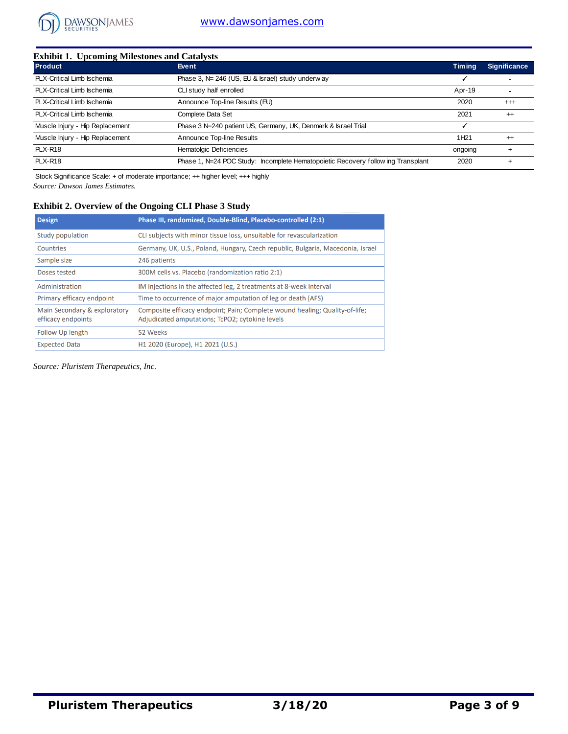### Exhibit 1. Upcoming Milestones and Catalysts

| Product | Event | Timing | Significance |
|---|---|---|---|
| PLX-Critical Limb Ischemia | Phase 3, N= 246 (US, EU & Israel) study underway | ✓ | - |
| PLX-Critical Limb Ischemia | CLI study half enrolled | Apr-19 | - |
| PLX-Critical Limb Ischemia | Announce Top-line Results (EU) | 2020 | +++ |
| PLX-Critical Limb Ischemia | Complete Data Set | 2021 | ++ |
| Muscle Injury - Hip Replacement | Phase 3 N=240 patient US, Germany, UK, Denmark & Israel Trial | ✓ | |
| Muscle Injury - Hip Replacement | Announce Top-line Results | 1H21 | ++ |
| PLX-R18 | Hematolgic Deficiencies | ongoing | + |
| PLX-R18 | Phase 1, N=24 POC Study: Incomplete Hematopoietic Recovery following Transplant | 2020 | + |

Stock Significance Scale: + of moderate importance; ++ higher level; +++ highly

*Source: Dawson James Estimates.*

### Exhibit 2. Overview of the Ongoing CLI Phase 3 Study

| Design | Phase III, randomized, Double-Blind, Placebo-controlled (2:1) |
|---|---|
| Study population | CLI subjects with minor tissue loss, unsuitable for revascularization |
| Countries | Germany, UK, U.S., Poland, Hungary, Czech republic, Bulgaria, Macedonia, Israel |
| Sample size | 246 patients |
| Doses tested | 300M cells vs. Placebo (randomization ratio 2:1) |
| Administration | IM injections in the affected leg, 2 treatments at 8-week interval |
| Primary efficacy endpoint | Time to occurrence of major amputation of leg or death (AFS) |
| Main Secondary & exploratory efficacy endpoints | Composite efficacy endpoint; Pain; Complete wound healing; Quality-of-life; Adjudicated amputations; TcPO2; cytokine levels |
| Follow Up length | 52 Weeks |
| Expected Data | H1 2020 (Europe), H1 2021 (U.S.) |

*Source: Pluristem Therapeutics, Inc.*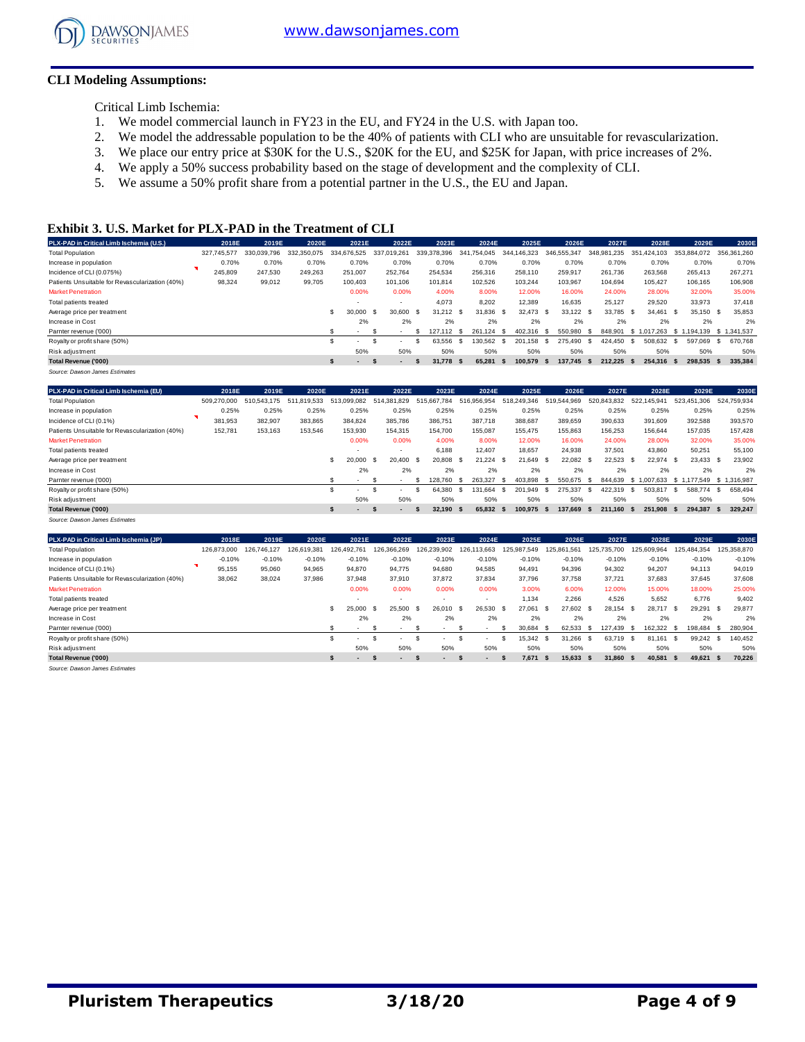**CLI Modeling Assumptions:**

Critical Limb Ischemia:

1. We model commercial launch in FY23 in the EU, and FY24 in the U.S. with Japan too.
2. We model the addressable population to be the 40% of patients with CLI who are unsuitable for revascularization.
3. We place our entry price at $30K for the U.S., $20K for the EU, and $25K for Japan, with price increases of 2%.
4. We apply a 50% success probability based on the stage of development and the complexity of CLI.
5. We assume a 50% profit share from a potential partner in the U.S., the EU and Japan.

**Exhibit 3. U.S. Market for PLX-PAD in the Treatment of CLI**

| PLX-PAD in Critical Limb Ischemia (U.S.) | 2018E | 2019E | 2020E | 2021E | 2022E | 2023E | 2024E | 2025E | 2026E | 2027E | 2028E | 2029E | 2030E |
|---|---|---|---|---|---|---|---|---|---|---|---|---|---|
| Total Population | 327,745,577 | 330,039,796 | 332,350,075 | 334,676,525 | 337,019,261 | 339,378,396 | 341,754,045 | 344,146,323 | 346,555,347 | 348,981,235 | 351,424,103 | 353,884,072 | 356,361,260 |
| Increase in population | 0.70% | 0.70% | 0.70% | 0.70% | 0.70% | 0.70% | 0.70% | 0.70% | 0.70% | 0.70% | 0.70% | 0.70% | 0.70% |
| Incidence of CLI (0.075%) | 245,809 | 247,530 | 249,263 | 251,007 | 252,764 | 254,534 | 256,316 | 258,110 | 259,917 | 261,736 | 263,568 | 265,413 | 267,271 |
| Patients Unsuitable for Revascularization (40%) | 98,324 | 99,012 | 99,705 | 100,403 | 101,106 | 101,814 | 102,526 | 103,244 | 103,967 | 104,694 | 105,427 | 106,165 | 106,908 |
| Market Penetration | | | | 0.00% | 0.00% | 4.00% | 8.00% | 12.00% | 16.00% | 24.00% | 28.00% | 32.00% | 35.00% |
| Total patients treated | | | | - | - | 4,073 | 8,202 | 12,389 | 16,635 | 25,127 | 29,520 | 33,973 | 37,418 |
| Average price per treatment | | | | $ 30,000 | $ 30,600 | $ 31,212 | $ 31,836 | $ 32,473 | $ 33,122 | $ 33,785 | $ 34,461 | $ 35,150 | $ 35,853 |
| Increase in Cost | | | | 2% | 2% | 2% | 2% | 2% | 2% | 2% | 2% | 2% | 2% |
| Parnter revenue ('000) | | | | $ - | $ - | $ 127,112 | $ 261,124 | $ 402,316 | $ 550,980 | $ 848,901 | $ 1,017,263 | $ 1,194,139 | $ 1,341,537 |
| Royalty or profit share (50%) | | | | $ - | $ - | $ 63,556 | $ 130,562 | $ 201,158 | $ 275,490 | $ 424,450 | $ 508,632 | $ 597,069 | $ 670,768 |
| Risk adjustment | | | | 50% | 50% | 50% | 50% | 50% | 50% | 50% | 50% | 50% | 50% |
| **Total Revenue ('000)** | | | | **$ -** | **$ -** | **$ 31,778** | **$ 65,281** | **$ 100,579** | **$ 137,745** | **$ 212,225** | **$ 254,316** | **$ 298,535** | **$ 335,384** |

*Source: Dawson James Estimates*

| PLX-PAD in Critical Limb Ischemia (EU) | 2018E | 2019E | 2020E | 2021E | 2022E | 2023E | 2024E | 2025E | 2026E | 2027E | 2028E | 2029E | 2030E |
|---|---|---|---|---|---|---|---|---|---|---|---|---|---|
| Total Population | 509,270,000 | 510,543,175 | 511,819,533 | 513,099,082 | 514,381,829 | 515,667,784 | 516,956,954 | 518,249,346 | 519,544,969 | 520,843,832 | 522,145,941 | 523,451,306 | 524,759,934 |
| Increase in population | 0.25% | 0.25% | 0.25% | 0.25% | 0.25% | 0.25% | 0.25% | 0.25% | 0.25% | 0.25% | 0.25% | 0.25% | 0.25% |
| Incidence of CLI (0.1%) | 381,953 | 382,907 | 383,865 | 384,824 | 385,786 | 386,751 | 387,718 | 388,687 | 389,659 | 390,633 | 391,609 | 392,588 | 393,570 |
| Patients Unsuitable for Revascularization (40%) | 152,781 | 153,163 | 153,546 | 153,930 | 154,315 | 154,700 | 155,087 | 155,475 | 155,863 | 156,253 | 156,644 | 157,035 | 157,428 |
| Market Penetration | | | | 0.00% | 0.00% | 4.00% | 8.00% | 12.00% | 16.00% | 24.00% | 28.00% | 32.00% | 35.00% |
| Total patients treated | | | | - | - | 6,188 | 12,407 | 18,657 | 24,938 | 37,501 | 43,860 | 50,251 | 55,100 |
| Average price per treatment | | | | $ 20,000 | $ 20,400 | $ 20,808 | $ 21,224 | $ 21,649 | $ 22,082 | $ 22,523 | $ 22,974 | $ 23,433 | $ 23,902 |
| Increase in Cost | | | | 2% | 2% | 2% | 2% | 2% | 2% | 2% | 2% | 2% | 2% |
| Parnter revenue ('000) | | | | $ - | $ - | $ 128,760 | $ 263,327 | $ 403,898 | $ 550,675 | $ 844,639 | $ 1,007,633 | $ 1,177,549 | $ 1,316,987 |
| Royalty or profit share (50%) | | | | $ - | $ - | $ 64,380 | $ 131,664 | $ 201,949 | $ 275,337 | $ 422,319 | $ 503,817 | $ 588,774 | $ 658,494 |
| Risk adjustment | | | | 50% | 50% | 50% | 50% | 50% | 50% | 50% | 50% | 50% | 50% |
| **Total Revenue ('000)** | | | | **$ -** | **$ -** | **$ 32,190** | **$ 65,832** | **$ 100,975** | **$ 137,669** | **$ 211,160** | **$ 251,908** | **$ 294,387** | **$ 329,247** |

*Source: Dawson James Estimates*

| PLX-PAD in Critical Limb Ischemia (JP) | 2018E | 2019E | 2020E | 2021E | 2022E | 2023E | 2024E | 2025E | 2026E | 2027E | 2028E | 2029E | 2030E |
|---|---|---|---|---|---|---|---|---|---|---|---|---|---|
| Total Population | 126,873,000 | 126,746,127 | 126,619,381 | 126,492,761 | 126,366,269 | 126,239,902 | 126,113,663 | 125,987,549 | 125,861,561 | 125,735,700 | 125,609,964 | 125,484,354 | 125,358,870 |
| Increase in population | -0.10% | -0.10% | -0.10% | -0.10% | -0.10% | -0.10% | -0.10% | -0.10% | -0.10% | -0.10% | -0.10% | -0.10% | -0.10% |
| Incidence of CLI (0.1%) | 95,155 | 95,060 | 94,965 | 94,870 | 94,775 | 94,680 | 94,585 | 94,491 | 94,396 | 94,302 | 94,207 | 94,113 | 94,019 |
| Patients Unsuitable for Revascularization (40%) | 38,062 | 38,024 | 37,986 | 37,948 | 37,910 | 37,872 | 37,834 | 37,796 | 37,758 | 37,721 | 37,683 | 37,645 | 37,608 |
| Market Penetration | | | | 0.00% | 0.00% | 0.00% | 0.00% | 3.00% | 6.00% | 12.00% | 15.00% | 18.00% | 25.00% |
| Total patients treated | | | | - | - | - | - | 1,134 | 2,266 | 4,526 | 5,652 | 6,776 | 9,402 |
| Average price per treatment | | | | $ 25,000 | $ 25,500 | $ 26,010 | $ 26,530 | $ 27,061 | $ 27,602 | $ 28,154 | $ 28,717 | $ 29,291 | $ 29,877 |
| Increase in Cost | | | | 2% | 2% | 2% | 2% | 2% | 2% | 2% | 2% | 2% | 2% |
| Parnter revenue ('000) | | | | $ - | $ - | $ - | $ - | $ 30,684 | $ 62,533 | $ 127,439 | $ 162,322 | $ 198,484 | $ 280,904 |
| Royalty or profit share (50%) | | | | $ - | $ - | $ - | $ - | $ 15,342 | $ 31,266 | $ 63,719 | $ 81,161 | $ 99,242 | $ 140,452 |
| Risk adjustment | | | | 50% | 50% | 50% | 50% | 50% | 50% | 50% | 50% | 50% | 50% |
| **Total Revenue ('000)** | | | | **$ -** | **$ -** | **$ -** | **$ -** | **$ 7,671** | **$ 15,633** | **$ 31,860** | **$ 40,581** | **$ 49,621** | **$ 70,226** |

*Source: Dawson James Estimates*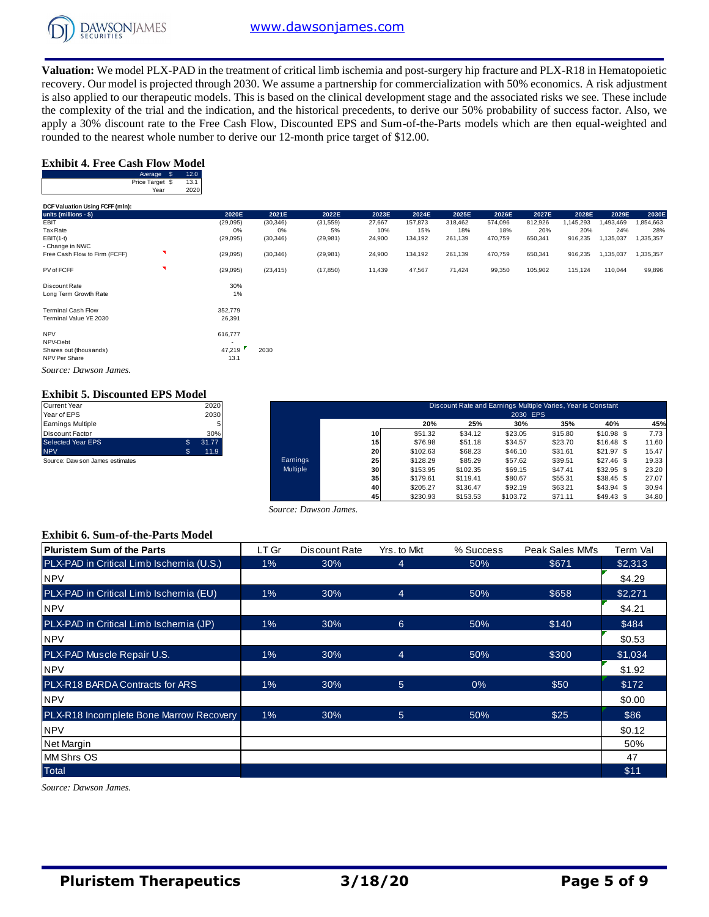**Valuation:** We model PLX-PAD in the treatment of critical limb ischemia and post-surgery hip fracture and PLX-R18 in Hematopoietic recovery. Our model is projected through 2030. We assume a partnership for commercialization with 50% economics. A risk adjustment is also applied to our therapeutic models. This is based on the clinical development stage and the associated risks we see. These include the complexity of the trial and the indication, and the historical precedents, to derive our 50% probability of success factor. Also, we apply a 30% discount rate to the Free Cash Flow, Discounted EPS and Sum-of-the-Parts models which are then equal-weighted and rounded to the nearest whole number to derive our 12-month price target of $12.00.

### Exhibit 4. Free Cash Flow Model

| | | |
|---|---|---|
| Average | $ | 12.0 |
| Price Target | $ | 13.1 |
| Year | | 2020 |

**DCF Valuation Using FCFF (mln):**

| units (millions - $) | 2020E | 2021E | 2022E | 2023E | 2024E | 2025E | 2026E | 2027E | 2028E | 2029E | 2030E |
|---|---|---|---|---|---|---|---|---|---|---|---|
| EBIT | (29,095) | (30,346) | (31,559) | 27,667 | 157,873 | 318,462 | 574,096 | 812,926 | 1,145,293 | 1,493,469 | 1,854,663 |
| Tax Rate | 0% | 0% | 5% | 10% | 15% | 18% | 18% | 20% | 20% | 24% | 28% |
| EBIT(1-t) | (29,095) | (30,346) | (29,981) | 24,900 | 134,192 | 261,139 | 470,759 | 650,341 | 916,235 | 1,135,037 | 1,335,357 |
| - Change in NWC | | | | | | | | | | | |
| Free Cash Flow to Firm (FCFF) | (29,095) | (30,346) | (29,981) | 24,900 | 134,192 | 261,139 | 470,759 | 650,341 | 916,235 | 1,135,037 | 1,335,357 |
| PV of FCFF | (29,095) | (23,415) | (17,850) | 11,439 | 47,567 | 71,424 | 99,350 | 105,902 | 115,124 | 110,044 | 99,896 |

| | | |
|---|---|---|
| Discount Rate | 30% | |
| Long Term Growth Rate | 1% | |
| Terminal Cash Flow | 352,779 | |
| Terminal Value YE 2030 | 26,391 | |
| NPV | 616,777 | |
| NPV-Debt | - | |
| Shares out (thousands) | 47,219 | 2030 |
| NPV Per Share | 13.1 | |

*Source: Dawson James.*

### Exhibit 5. Discounted EPS Model

| | | |
|---|---|---|
| Current Year | | 2020 |
| Year of EPS | | 2030 |
| Earnings Multiple | | 5 |
| Discount Factor | | 30% |
| Selected Year EPS | $ | 31.77 |
| NPV | $ | 11.9 |

Source: Dawson James estimates

Discount Rate and Earnings Multiple Varies, Year is Constant — 2030 EPS

| | | 20% | 25% | 30% | 35% | 40% | 45% |
|---|---|---|---|---|---|---|---|
| Earnings Multiple | 10 | $51.32 | $34.12 | $23.05 | $15.80 | $10.98 | $ 7.73 |
| | 15 | $76.98 | $51.18 | $34.57 | $23.70 | $16.48 | $ 11.60 |
| | 20 | $102.63 | $68.23 | $46.10 | $31.61 | $21.97 | $ 15.47 |
| | 25 | $128.29 | $85.29 | $57.62 | $39.51 | $27.46 | $ 19.33 |
| | 30 | $153.95 | $102.35 | $69.15 | $47.41 | $32.95 | $ 23.20 |
| | 35 | $179.61 | $119.41 | $80.67 | $55.31 | $38.45 | $ 27.07 |
| | 40 | $205.27 | $136.47 | $92.19 | $63.21 | $43.94 | $ 30.94 |
| | 45 | $230.93 | $153.53 | $103.72 | $71.11 | $49.43 | $ 34.80 |

*Source: Dawson James.*

### Exhibit 6. Sum-of-the-Parts Model

| Pluristem Sum of the Parts | LT Gr | Discount Rate | Yrs. to Mkt | % Success | Peak Sales MM's | Term Val |
|---|---|---|---|---|---|---|
| PLX-PAD in Critical Limb Ischemia (U.S.) | 1% | 30% | 4 | 50% | $671 | $2,313 |
| NPV | | | | | | $4.29 |
| PLX-PAD in Critical Limb Ischemia (EU) | 1% | 30% | 4 | 50% | $658 | $2,271 |
| NPV | | | | | | $4.21 |
| PLX-PAD in Critical Limb Ischemia (JP) | 1% | 30% | 6 | 50% | $140 | $484 |
| NPV | | | | | | $0.53 |
| PLX-PAD Muscle Repair U.S. | 1% | 30% | 4 | 50% | $300 | $1,034 |
| NPV | | | | | | $1.92 |
| PLX-R18 BARDA Contracts for ARS | 1% | 30% | 5 | 0% | $50 | $172 |
| NPV | | | | | | $0.00 |
| PLX-R18 Incomplete Bone Marrow Recovery | 1% | 30% | 5 | 50% | $25 | $86 |
| NPV | | | | | | $0.12 |
| Net Margin | | | | | | 50% |
| MM Shrs OS | | | | | | 47 |
| Total | | | | | | $11 |

*Source: Dawson James.*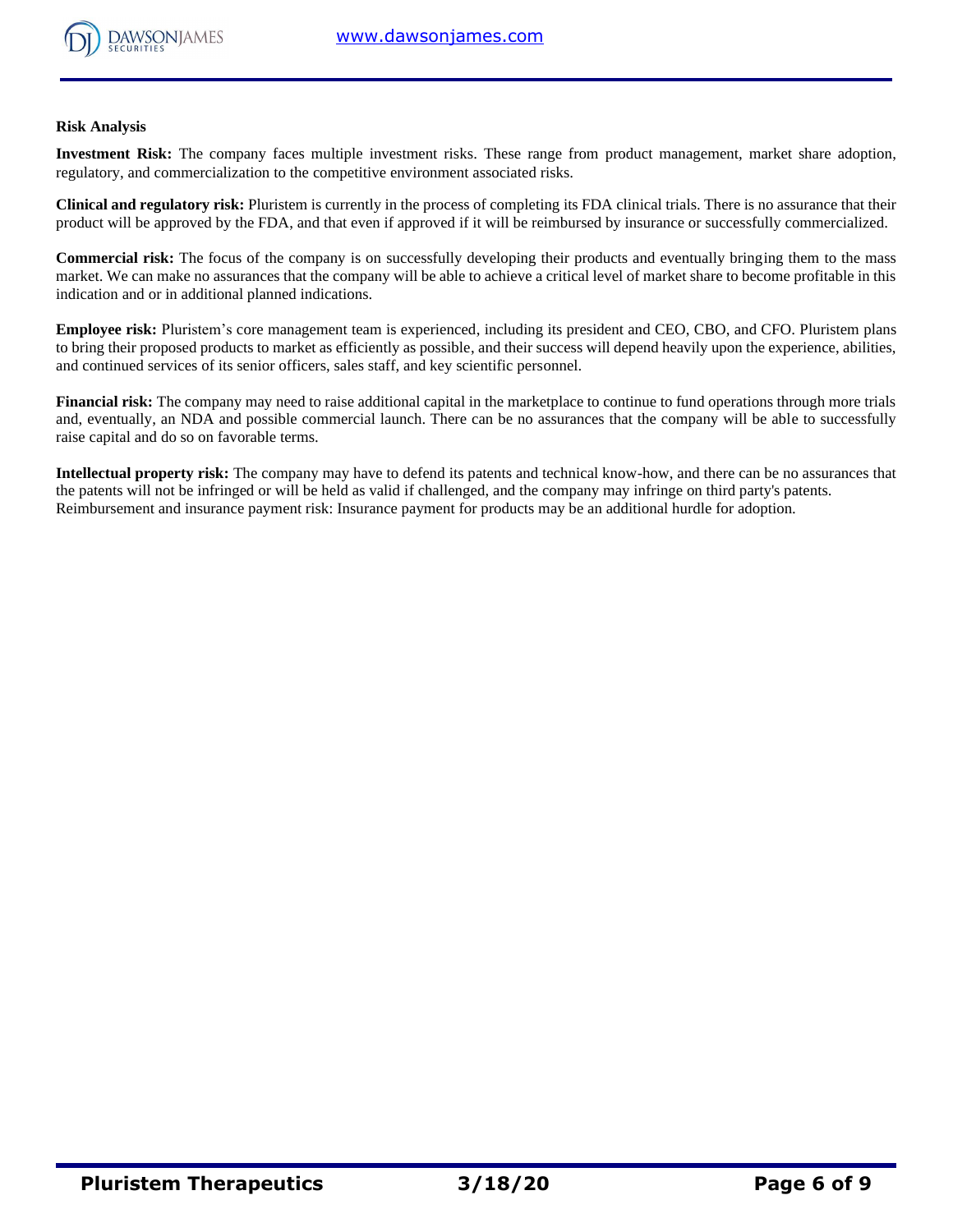**Risk Analysis**

**Investment Risk:** The company faces multiple investment risks. These range from product management, market share adoption, regulatory, and commercialization to the competitive environment associated risks.

**Clinical and regulatory risk:** Pluristem is currently in the process of completing its FDA clinical trials. There is no assurance that their product will be approved by the FDA, and that even if approved if it will be reimbursed by insurance or successfully commercialized.

**Commercial risk:** The focus of the company is on successfully developing their products and eventually bringing them to the mass market. We can make no assurances that the company will be able to achieve a critical level of market share to become profitable in this indication and or in additional planned indications.

**Employee risk:** Pluristem's core management team is experienced, including its president and CEO, CBO, and CFO. Pluristem plans to bring their proposed products to market as efficiently as possible, and their success will depend heavily upon the experience, abilities, and continued services of its senior officers, sales staff, and key scientific personnel.

**Financial risk:** The company may need to raise additional capital in the marketplace to continue to fund operations through more trials and, eventually, an NDA and possible commercial launch. There can be no assurances that the company will be able to successfully raise capital and do so on favorable terms.

**Intellectual property risk:** The company may have to defend its patents and technical know-how, and there can be no assurances that the patents will not be infringed or will be held as valid if challenged, and the company may infringe on third party's patents.
Reimbursement and insurance payment risk: Insurance payment for products may be an additional hurdle for adoption.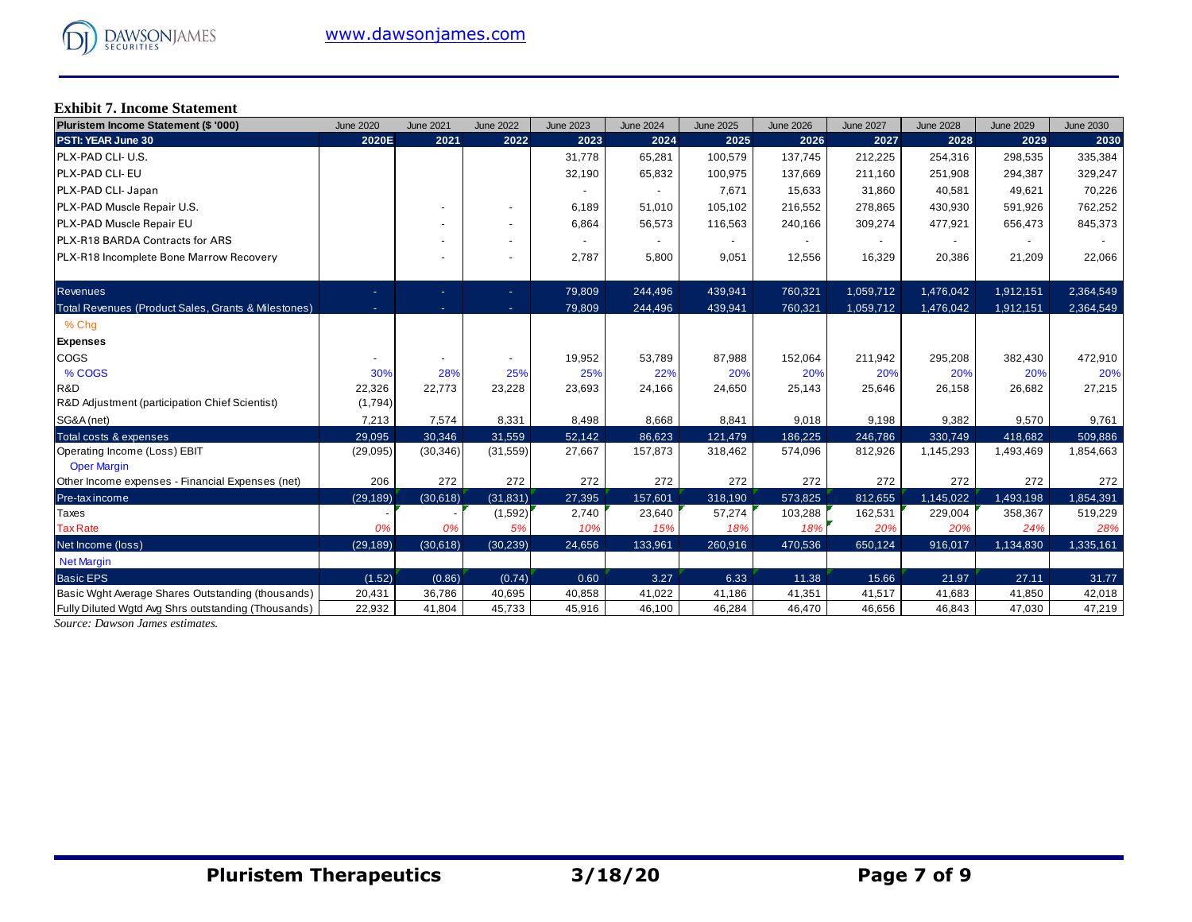**Exhibit 7. Income Statement**

| Pluristem Income Statement ($ '000) | June 2020 | June 2021 | June 2022 | June 2023 | June 2024 | June 2025 | June 2026 | June 2027 | June 2028 | June 2029 | June 2030 |
|---|---|---|---|---|---|---|---|---|---|---|---|
| PSTI: YEAR June 30 | 2020E | 2021 | 2022 | 2023 | 2024 | 2025 | 2026 | 2027 | 2028 | 2029 | 2030 |
| PLX-PAD CLI- U.S. | | | | 31,778 | 65,281 | 100,579 | 137,745 | 212,225 | 254,316 | 298,535 | 335,384 |
| PLX-PAD CLI- EU | | | | 32,190 | 65,832 | 100,975 | 137,669 | 211,160 | 251,908 | 294,387 | 329,247 |
| PLX-PAD CLI- Japan | | | | - | - | 7,671 | 15,633 | 31,860 | 40,581 | 49,621 | 70,226 |
| PLX-PAD Muscle Repair U.S. | | - | - | 6,189 | 51,010 | 105,102 | 216,552 | 278,865 | 430,930 | 591,926 | 762,252 |
| PLX-PAD Muscle Repair EU | | - | - | 6,864 | 56,573 | 116,563 | 240,166 | 309,274 | 477,921 | 656,473 | 845,373 |
| PLX-R18 BARDA Contracts for ARS | | - | - | - | - | - | - | - | - | - | - |
| PLX-R18 Incomplete Bone Marrow Recovery | | - | - | 2,787 | 5,800 | 9,051 | 12,556 | 16,329 | 20,386 | 21,209 | 22,066 |
| Revenues | - | - | - | 79,809 | 244,496 | 439,941 | 760,321 | 1,059,712 | 1,476,042 | 1,912,151 | 2,364,549 |
| Total Revenues (Product Sales, Grants & Milestones) | - | - | - | 79,809 | 244,496 | 439,941 | 760,321 | 1,059,712 | 1,476,042 | 1,912,151 | 2,364,549 |
| % Chg | | | | | | | | | | | |
| **Expenses** | | | | | | | | | | | |
| COGS | - | - | - | 19,952 | 53,789 | 87,988 | 152,064 | 211,942 | 295,208 | 382,430 | 472,910 |
| % COGS | 30% | 28% | 25% | 25% | 22% | 20% | 20% | 20% | 20% | 20% | 20% |
| R&D | 22,326 | 22,773 | 23,228 | 23,693 | 24,166 | 24,650 | 25,143 | 25,646 | 26,158 | 26,682 | 27,215 |
| R&D Adjustment (participation Chief Scientist) | (1,794) | | | | | | | | | | |
| SG&A (net) | 7,213 | 7,574 | 8,331 | 8,498 | 8,668 | 8,841 | 9,018 | 9,198 | 9,382 | 9,570 | 9,761 |
| Total costs & expenses | 29,095 | 30,346 | 31,559 | 52,142 | 86,623 | 121,479 | 186,225 | 246,786 | 330,749 | 418,682 | 509,886 |
| Operating Income (Loss) EBIT | (29,095) | (30,346) | (31,559) | 27,667 | 157,873 | 318,462 | 574,096 | 812,926 | 1,145,293 | 1,493,469 | 1,854,663 |
| Oper Margin | | | | | | | | | | | |
| Other Income expenses - Financial Expenses (net) | 206 | 272 | 272 | 272 | 272 | 272 | 272 | 272 | 272 | 272 | 272 |
| Pre-tax income | (29,189) | (30,618) | (31,831) | 27,395 | 157,601 | 318,190 | 573,825 | 812,655 | 1,145,022 | 1,493,198 | 1,854,391 |
| Taxes | - | - | (1,592) | 2,740 | 23,640 | 57,274 | 103,288 | 162,531 | 229,004 | 358,367 | 519,229 |
| Tax Rate | 0% | 0% | 5% | 10% | 15% | 18% | 18% | 20% | 20% | 24% | 28% |
| Net Income (loss) | (29,189) | (30,618) | (30,239) | 24,656 | 133,961 | 260,916 | 470,536 | 650,124 | 916,017 | 1,134,830 | 1,335,161 |
| Net Margin | | | | | | | | | | | |
| Basic EPS | (1.52) | (0.86) | (0.74) | 0.60 | 3.27 | 6.33 | 11.38 | 15.66 | 21.97 | 27.11 | 31.77 |
| Basic Wght Average Shares Outstanding (thousands) | 20,431 | 36,786 | 40,695 | 40,858 | 41,022 | 41,186 | 41,351 | 41,517 | 41,683 | 41,850 | 42,018 |
| Fully Diluted Wgtd Avg Shrs outstanding (Thousands) | 22,932 | 41,804 | 45,733 | 45,916 | 46,100 | 46,284 | 46,470 | 46,656 | 46,843 | 47,030 | 47,219 |

*Source: Dawson James estimates.*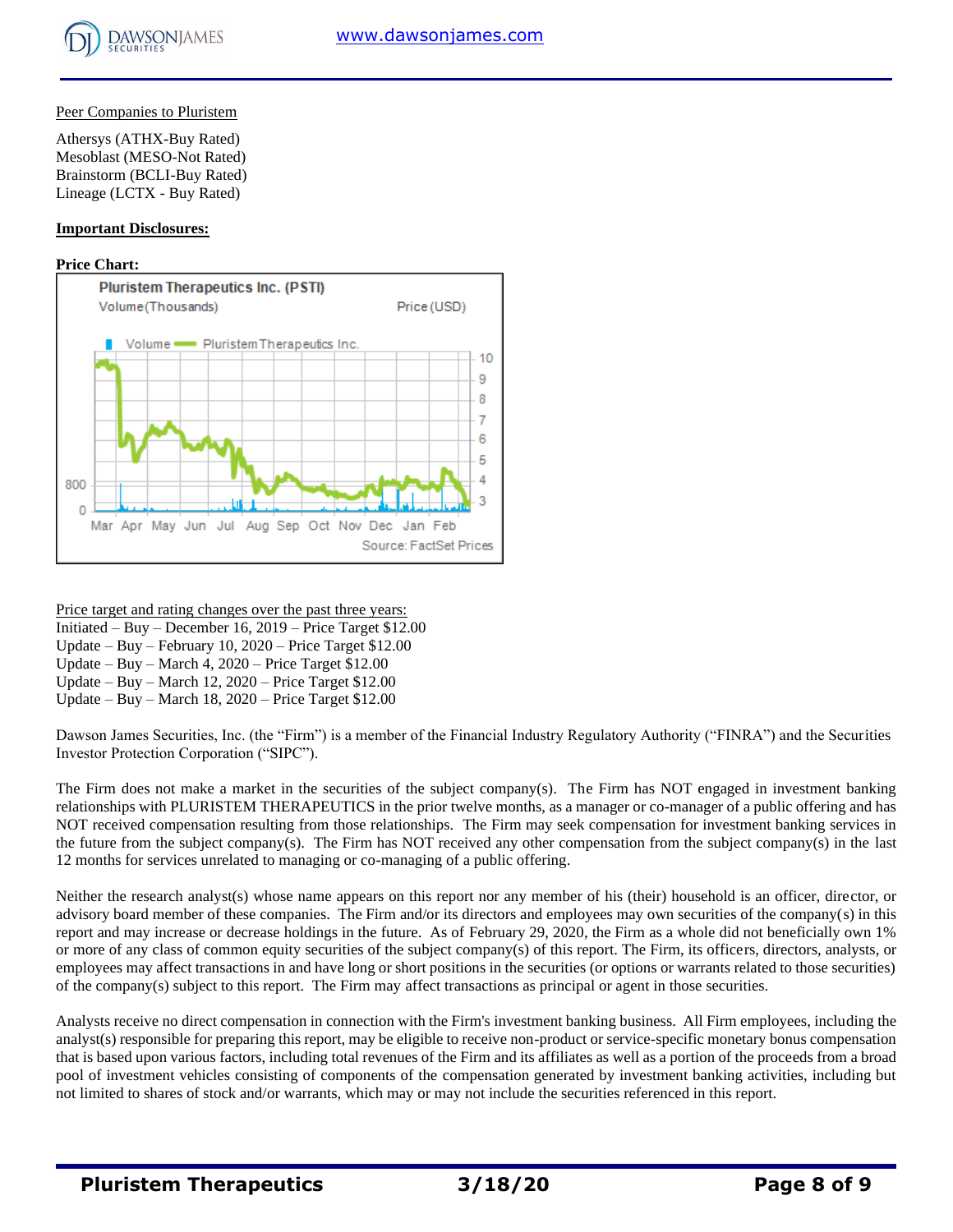Peer Companies to Pluristem

Athersys (ATHX-Buy Rated)
Mesoblast (MESO-Not Rated)
Brainstorm (BCLI-Buy Rated)
Lineage (LCTX - Buy Rated)

**Important Disclosures:**

**Price Chart:**

Pluristem Therapeutics Inc. (PSTI)

Source: FactSet Prices

Price target and rating changes over the past three years:
Initiated – Buy – December 16, 2019 – Price Target $12.00
Update – Buy – February 10, 2020 – Price Target $12.00
Update – Buy – March 4, 2020 – Price Target $12.00
Update – Buy – March 12, 2020 – Price Target $12.00
Update – Buy – March 18, 2020 – Price Target $12.00

Dawson James Securities, Inc. (the "Firm") is a member of the Financial Industry Regulatory Authority ("FINRA") and the Securities Investor Protection Corporation ("SIPC").

The Firm does not make a market in the securities of the subject company(s). The Firm has NOT engaged in investment banking relationships with PLURISTEM THERAPEUTICS in the prior twelve months, as a manager or co-manager of a public offering and has NOT received compensation resulting from those relationships. The Firm may seek compensation for investment banking services in the future from the subject company(s). The Firm has NOT received any other compensation from the subject company(s) in the last 12 months for services unrelated to managing or co-managing of a public offering.

Neither the research analyst(s) whose name appears on this report nor any member of his (their) household is an officer, director, or advisory board member of these companies. The Firm and/or its directors and employees may own securities of the company(s) in this report and may increase or decrease holdings in the future. As of February 29, 2020, the Firm as a whole did not beneficially own 1% or more of any class of common equity securities of the subject company(s) of this report. The Firm, its officers, directors, analysts, or employees may affect transactions in and have long or short positions in the securities (or options or warrants related to those securities) of the company(s) subject to this report. The Firm may affect transactions as principal or agent in those securities.

Analysts receive no direct compensation in connection with the Firm's investment banking business. All Firm employees, including the analyst(s) responsible for preparing this report, may be eligible to receive non-product or service-specific monetary bonus compensation that is based upon various factors, including total revenues of the Firm and its affiliates as well as a portion of the proceeds from a broad pool of investment vehicles consisting of components of the compensation generated by investment banking activities, including but not limited to shares of stock and/or warrants, which may or may not include the securities referenced in this report.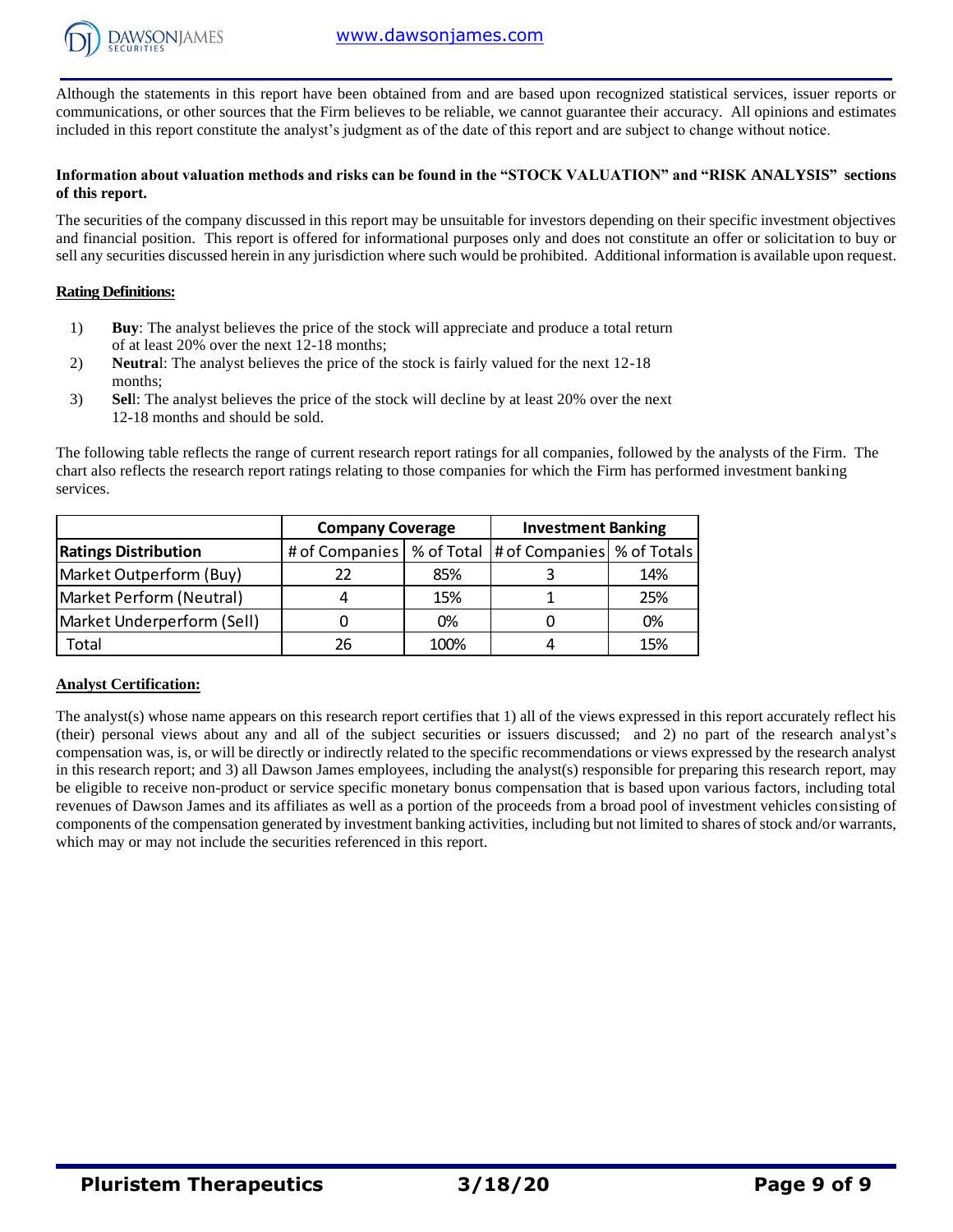Although the statements in this report have been obtained from and are based upon recognized statistical services, issuer reports or communications, or other sources that the Firm believes to be reliable, we cannot guarantee their accuracy. All opinions and estimates included in this report constitute the analyst's judgment as of the date of this report and are subject to change without notice.

**Information about valuation methods and risks can be found in the "STOCK VALUATION" and "RISK ANALYSIS" sections of this report.**

The securities of the company discussed in this report may be unsuitable for investors depending on their specific investment objectives and financial position. This report is offered for informational purposes only and does not constitute an offer or solicitation to buy or sell any securities discussed herein in any jurisdiction where such would be prohibited. Additional information is available upon request.

**Rating Definitions:**

1) **Buy**: The analyst believes the price of the stock will appreciate and produce a total return of at least 20% over the next 12-18 months;
2) **Neutral**: The analyst believes the price of the stock is fairly valued for the next 12-18 months;
3) **Sell**: The analyst believes the price of the stock will decline by at least 20% over the next 12-18 months and should be sold.

The following table reflects the range of current research report ratings for all companies, followed by the analysts of the Firm. The chart also reflects the research report ratings relating to those companies for which the Firm has performed investment banking services.

| | Company Coverage | | Investment Banking | |
|---|---|---|---|---|
| **Ratings Distribution** | # of Companies | % of Total | # of Companies | % of Totals |
| Market Outperform (Buy) | 22 | 85% | 3 | 14% |
| Market Perform (Neutral) | 4 | 15% | 1 | 25% |
| Market Underperform (Sell) | 0 | 0% | 0 | 0% |
| Total | 26 | 100% | 4 | 15% |

**Analyst Certification:**

The analyst(s) whose name appears on this research report certifies that 1) all of the views expressed in this report accurately reflect his (their) personal views about any and all of the subject securities or issuers discussed; and 2) no part of the research analyst's compensation was, is, or will be directly or indirectly related to the specific recommendations or views expressed by the research analyst in this research report; and 3) all Dawson James employees, including the analyst(s) responsible for preparing this research report, may be eligible to receive non-product or service specific monetary bonus compensation that is based upon various factors, including total revenues of Dawson James and its affiliates as well as a portion of the proceeds from a broad pool of investment vehicles consisting of components of the compensation generated by investment banking activities, including but not limited to shares of stock and/or warrants, which may or may not include the securities referenced in this report.